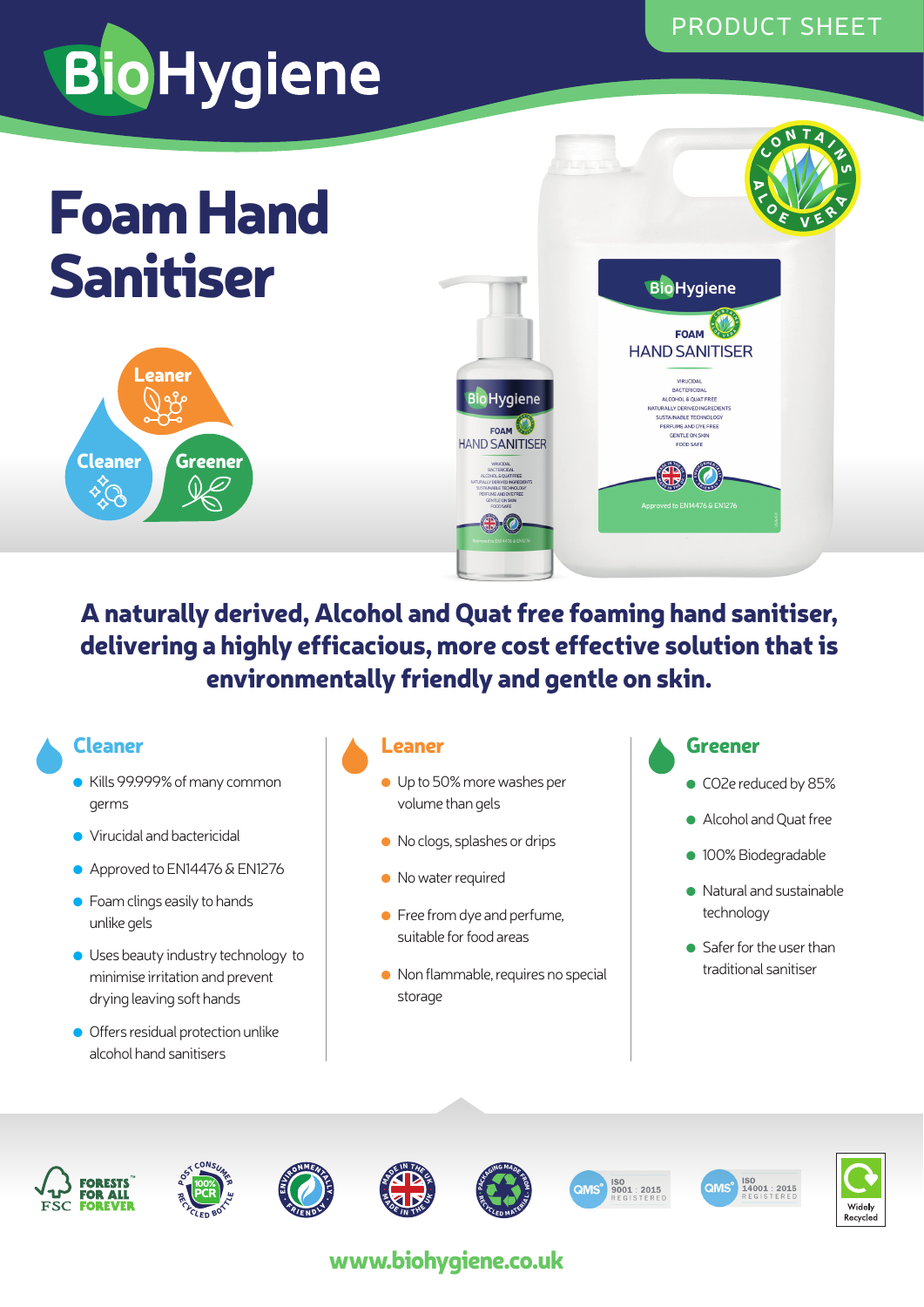PRODUCT SHEET

# BioHygiene

# Foam Hand Sanitiser

**A naturally derived, Alcohol and Quat free foaming hand sanitiser, delivering a highly efficacious, more cost effective solution that is environmentally friendly and gentle on skin.**

## Cleaner

- Kills 99.999% of many common germs
- Virucidal and bactericidal
- Approved to EN14476 & EN1276
- Foam clings easily to hands unlike gels
- Uses beauty industry technology to minimise irritation and prevent drying leaving soft hands
- Offers residual protection unlike alcohol hand sanitisers

## Leaner

- Up to 50% more washes per volume than gels
- No clogs, splashes or drips
- No water required
- Free from dye and perfume, suitable for food areas
- Non flammable, requires no special storage

## Greener

- $CO_2e$ reduced by 85%
- Alcohol and Quat free
- 100% Biodegradable
- Natural and sustainable technology
- Safer for the user than traditional sanitiser

www.biohygiene.co.uk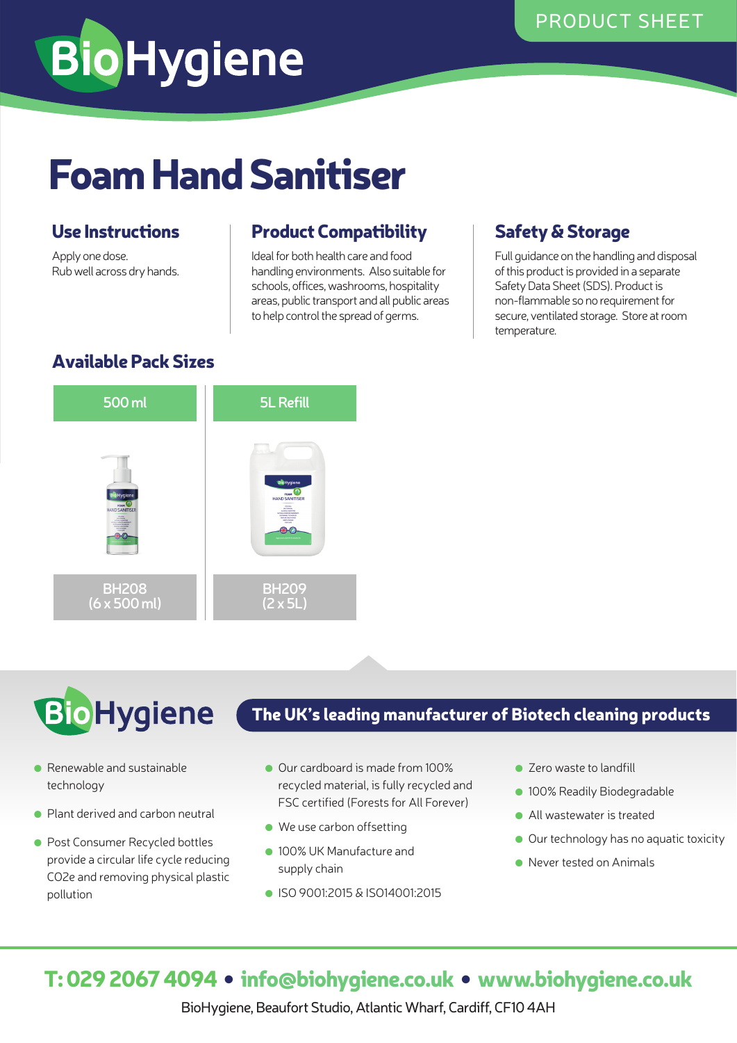BioHygiene

PRODUCT SHEET

# Foam Hand Sanitiser

## Use Instructions

Apply one dose.
Rub well across dry hands.

## Product Compatibility

Ideal for both health care and food handling environments. Also suitable for schools, offices, washrooms, hospitality areas, public transport and all public areas to help control the spread of germs.

## Safety & Storage

Full guidance on the handling and disposal of this product is provided in a separate Safety Data Sheet (SDS). Product is non-flammable so no requirement for secure, ventilated storage. Store at room temperature.

## Available Pack Sizes

| 500 ml | 5L Refill |
|---|---|
| BH208 (6 x 500 ml) | BH209 (2 x 5L) |

BioHygiene

**The UK's leading manufacturer of Biotech cleaning products**

- Renewable and sustainable technology
- Plant derived and carbon neutral
- Post Consumer Recycled bottles provide a circular life cycle reducing CO2e and removing physical plastic pollution
- Our cardboard is made from 100% recycled material, is fully recycled and FSC certified (Forests for All Forever)
- We use carbon offsetting
- 100% UK Manufacture and supply chain
- ISO 9001:2015 & ISO14001:2015
- Zero waste to landfill
- 100% Readily Biodegradable
- All wastewater is treated
- Our technology has no aquatic toxicity
- Never tested on Animals

**T: 029 2067 4094 • info@biohygiene.co.uk • www.biohygiene.co.uk**

BioHygiene, Beaufort Studio, Atlantic Wharf, Cardiff, CF10 4AH